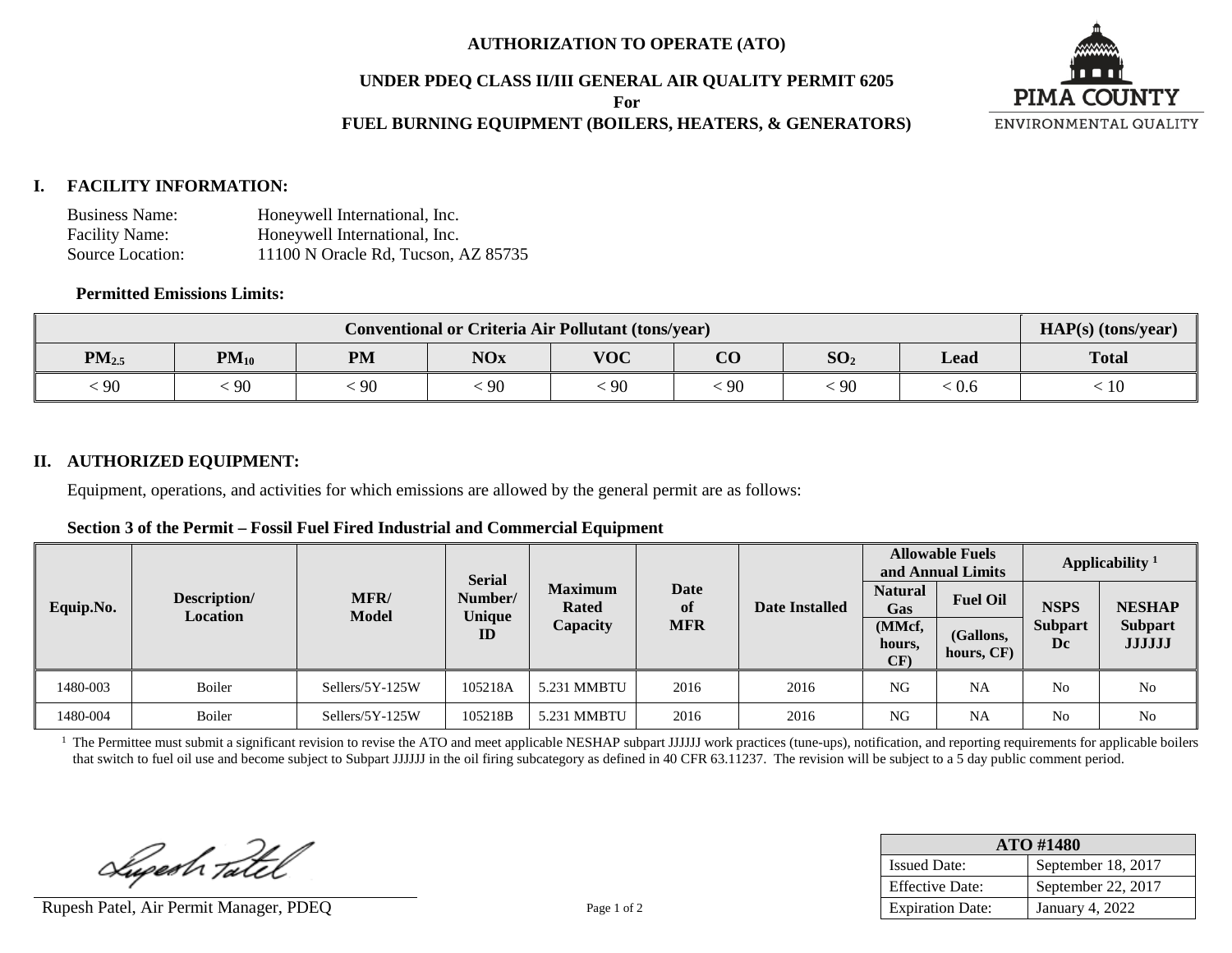# AUTHORIZATION TO OPERATE (ATO)

## UNDER PDEQ CLASS II/III GENERAL AIR QUALITY PERMIT 6205
**For**
## FUEL BURNING EQUIPMENT (BOILERS, HEATERS, & GENERATORS)

PIMA COUNTY
ENVIRONMENTAL QUALITY

## I. FACILITY INFORMATION:

Business Name: Honeywell International, Inc.
Facility Name: Honeywell International, Inc.
Source Location: 11100 N Oracle Rd, Tucson, AZ 85735

**Permitted Emissions Limits:**

| Conventional or Criteria Air Pollutant (tons/year) | | | | | | | | HAP(s) (tons/year) |
|---|---|---|---|---|---|---|---|---|
| $PM_{2.5}$ | $PM_{10}$ | PM | NOx | VOC | CO | $SO_2$ | Lead | Total |
| < 90 | < 90 | < 90 | < 90 | < 90 | < 90 | < 90 | < 0.6 | < 10 |

## II. AUTHORIZED EQUIPMENT:

Equipment, operations, and activities for which emissions are allowed by the general permit are as follows:

**Section 3 of the Permit – Fossil Fuel Fired Industrial and Commercial Equipment**

| Equip.No. | Description/ Location | MFR/ Model | Serial Number/ Unique ID | Maximum Rated Capacity | Date of MFR | Date Installed | Allowable Fuels and Annual Limits | | Applicability [1] | |
|---|---|---|---|---|---|---|---|---|---|---|
| | | | | | | | Natural Gas (MMcf, hours, CF) | Fuel Oil (Gallons, hours, CF) | NSPS Subpart Dc | NESHAP Subpart JJJJJJ |
| 1480-003 | Boiler | Sellers/5Y-125W | 105218A | 5.231 MMBTU | 2016 | 2016 | NG | NA | No | No |
| 1480-004 | Boiler | Sellers/5Y-125W | 105218B | 5.231 MMBTU | 2016 | 2016 | NG | NA | No | No |

[1] The Permittee must submit a significant revision to revise the ATO and meet applicable NESHAP subpart JJJJJJ work practices (tune-ups), notification, and reporting requirements for applicable boilers that switch to fuel oil use and become subject to Subpart JJJJJJ in the oil firing subcategory as defined in 40 CFR 63.11237. The revision will be subject to a 5 day public comment period.

Rupesh Patel, Air Permit Manager, PDEQ

| ATO #1480 | |
|---|---|
| Issued Date: | September 18, 2017 |
| Effective Date: | September 22, 2017 |
| Expiration Date: | January 4, 2022 |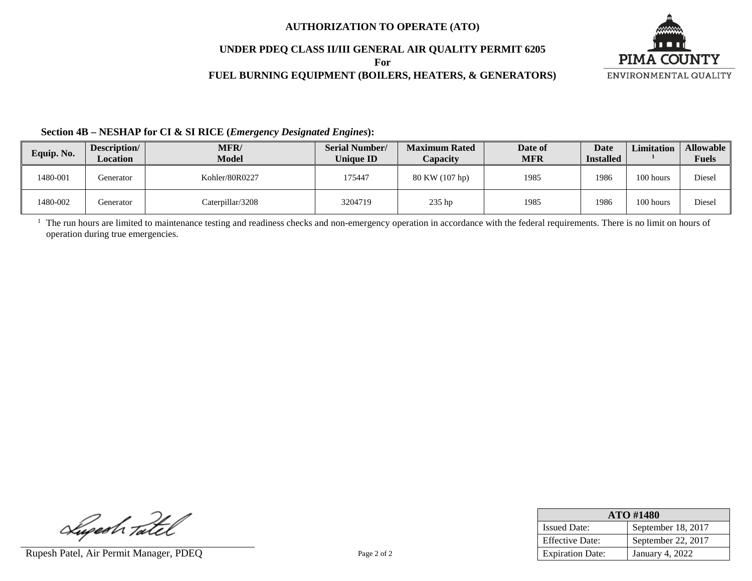**AUTHORIZATION TO OPERATE (ATO)**

**UNDER PDEQ CLASS II/III GENERAL AIR QUALITY PERMIT 6205**

**For**

**FUEL BURNING EQUIPMENT (BOILERS, HEATERS, & GENERATORS)**

PIMA COUNTY

ENVIRONMENTAL QUALITY

**Section 4B – NESHAP for CI & SI RICE (*Emergency Designated Engines*):**

| Equip. No. | Description/ Location | MFR/ Model | Serial Number/ Unique ID | Maximum Rated Capacity | Date of MFR | Date Installed | Limitation [1] | Allowable Fuels |
|---|---|---|---|---|---|---|---|---|
| 1480-001 | Generator | Kohler/80R0227 | 175447 | 80 KW (107 hp) | 1985 | 1986 | 100 hours | Diesel |
| 1480-002 | Generator | Caterpillar/3208 | 3204719 | 235 hp | 1985 | 1986 | 100 hours | Diesel |

[1] The run hours are limited to maintenance testing and readiness checks and non-emergency operation in accordance with the federal requirements. There is no limit on hours of operation during true emergencies.

Rupesh Patel, Air Permit Manager, PDEQ

| ATO #1480 | |
|---|---|
| Issued Date: | September 18, 2017 |
| Effective Date: | September 22, 2017 |
| Expiration Date: | January 4, 2022 |